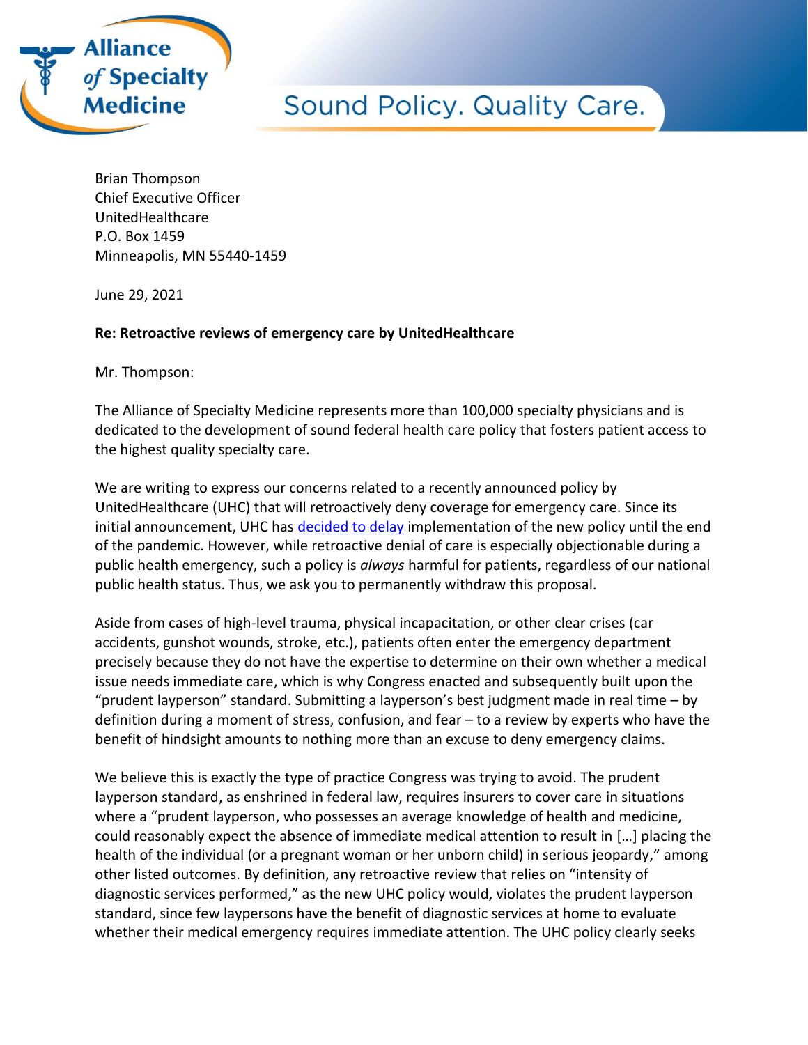Alliance of Specialty Medicine

Sound Policy. Quality Care.

Brian Thompson
Chief Executive Officer
UnitedHealthcare
P.O. Box 1459
Minneapolis, MN 55440-1459

June 29, 2021

**Re: Retroactive reviews of emergency care by UnitedHealthcare**

Mr. Thompson:

The Alliance of Specialty Medicine represents more than 100,000 specialty physicians and is dedicated to the development of sound federal health care policy that fosters patient access to the highest quality specialty care.

We are writing to express our concerns related to a recently announced policy by UnitedHealthcare (UHC) that will retroactively deny coverage for emergency care. Since its initial announcement, UHC has decided to delay implementation of the new policy until the end of the pandemic. However, while retroactive denial of care is especially objectionable during a public health emergency, such a policy is *always* harmful for patients, regardless of our national public health status. Thus, we ask you to permanently withdraw this proposal.

Aside from cases of high-level trauma, physical incapacitation, or other clear crises (car accidents, gunshot wounds, stroke, etc.), patients often enter the emergency department precisely because they do not have the expertise to determine on their own whether a medical issue needs immediate care, which is why Congress enacted and subsequently built upon the "prudent layperson" standard. Submitting a layperson's best judgment made in real time – by definition during a moment of stress, confusion, and fear – to a review by experts who have the benefit of hindsight amounts to nothing more than an excuse to deny emergency claims.

We believe this is exactly the type of practice Congress was trying to avoid. The prudent layperson standard, as enshrined in federal law, requires insurers to cover care in situations where a "prudent layperson, who possesses an average knowledge of health and medicine, could reasonably expect the absence of immediate medical attention to result in […] placing the health of the individual (or a pregnant woman or her unborn child) in serious jeopardy," among other listed outcomes. By definition, any retroactive review that relies on "intensity of diagnostic services performed," as the new UHC policy would, violates the prudent layperson standard, since few laypersons have the benefit of diagnostic services at home to evaluate whether their medical emergency requires immediate attention. The UHC policy clearly seeks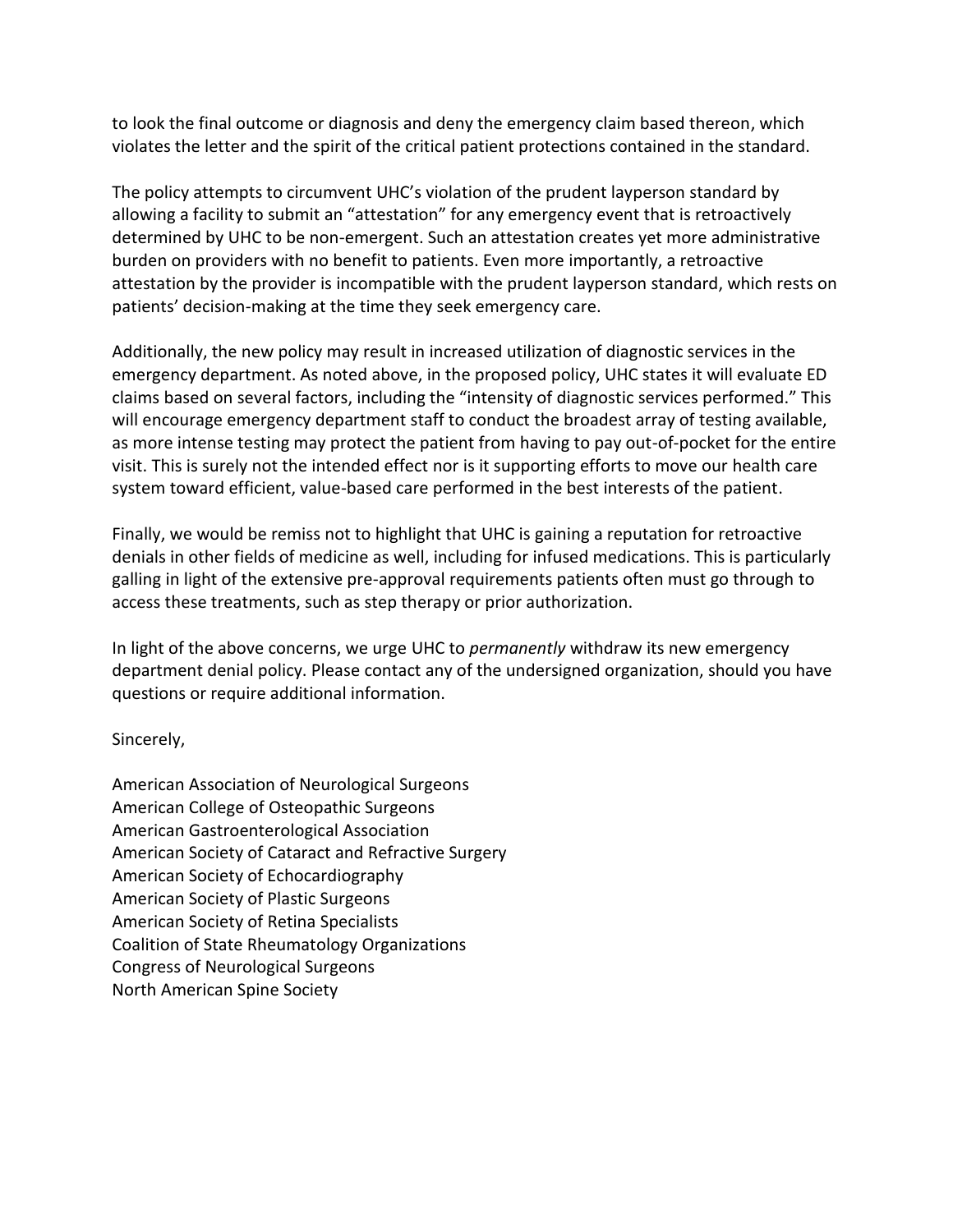to look the final outcome or diagnosis and deny the emergency claim based thereon, which violates the letter and the spirit of the critical patient protections contained in the standard.

The policy attempts to circumvent UHC's violation of the prudent layperson standard by allowing a facility to submit an "attestation" for any emergency event that is retroactively determined by UHC to be non-emergent. Such an attestation creates yet more administrative burden on providers with no benefit to patients. Even more importantly, a retroactive attestation by the provider is incompatible with the prudent layperson standard, which rests on patients' decision-making at the time they seek emergency care.

Additionally, the new policy may result in increased utilization of diagnostic services in the emergency department. As noted above, in the proposed policy, UHC states it will evaluate ED claims based on several factors, including the "intensity of diagnostic services performed." This will encourage emergency department staff to conduct the broadest array of testing available, as more intense testing may protect the patient from having to pay out-of-pocket for the entire visit. This is surely not the intended effect nor is it supporting efforts to move our health care system toward efficient, value-based care performed in the best interests of the patient.

Finally, we would be remiss not to highlight that UHC is gaining a reputation for retroactive denials in other fields of medicine as well, including for infused medications. This is particularly galling in light of the extensive pre-approval requirements patients often must go through to access these treatments, such as step therapy or prior authorization.

In light of the above concerns, we urge UHC to *permanently* withdraw its new emergency department denial policy. Please contact any of the undersigned organization, should you have questions or require additional information.

Sincerely,

American Association of Neurological Surgeons
American College of Osteopathic Surgeons
American Gastroenterological Association
American Society of Cataract and Refractive Surgery
American Society of Echocardiography
American Society of Plastic Surgeons
American Society of Retina Specialists
Coalition of State Rheumatology Organizations
Congress of Neurological Surgeons
North American Spine Society